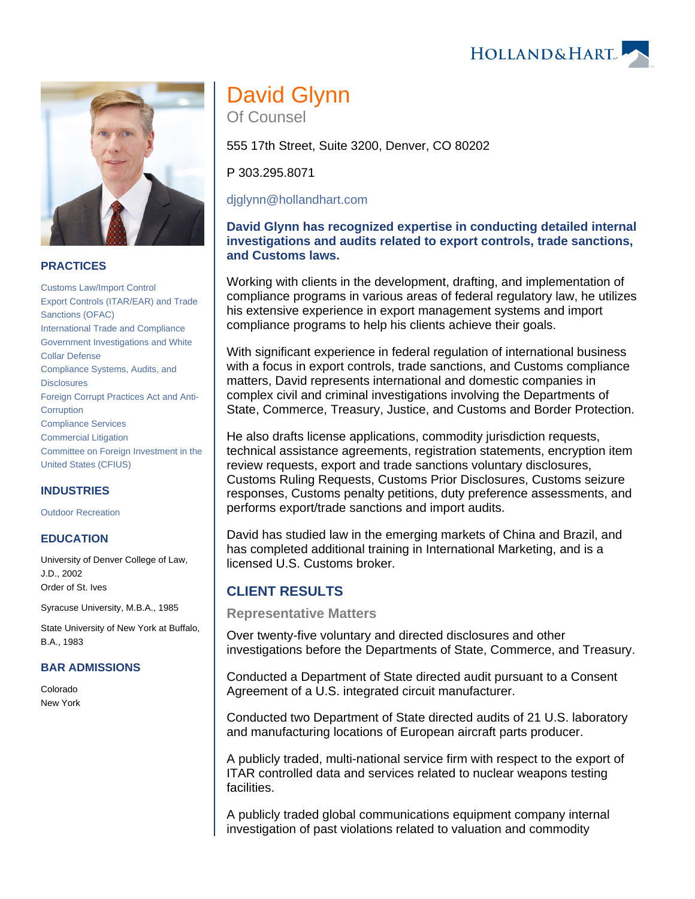# David Glynn

Of Counsel

555 17th Street, Suite 3200, Denver, CO 80202

P 303.295.8071

djglynn@hollandhart.com

**David Glynn has recognized expertise in conducting detailed internal investigations and audits related to export controls, trade sanctions, and Customs laws.**

Working with clients in the development, drafting, and implementation of compliance programs in various areas of federal regulatory law, he utilizes his extensive experience in export management systems and import compliance programs to help his clients achieve their goals.

With significant experience in federal regulation of international business with a focus in export controls, trade sanctions, and Customs compliance matters, David represents international and domestic companies in complex civil and criminal investigations involving the Departments of State, Commerce, Treasury, Justice, and Customs and Border Protection.

He also drafts license applications, commodity jurisdiction requests, technical assistance agreements, registration statements, encryption item review requests, export and trade sanctions voluntary disclosures, Customs Ruling Requests, Customs Prior Disclosures, Customs seizure responses, Customs penalty petitions, duty preference assessments, and performs export/trade sanctions and import audits.

David has studied law in the emerging markets of China and Brazil, and has completed additional training in International Marketing, and is a licensed U.S. Customs broker.

## PRACTICES

- Customs Law/Import Control
- Export Controls (ITAR/EAR) and Trade Sanctions (OFAC)
- International Trade and Compliance
- Government Investigations and White Collar Defense
- Compliance Systems, Audits, and Disclosures
- Foreign Corrupt Practices Act and Anti-Corruption
- Compliance Services
- Commercial Litigation
- Committee on Foreign Investment in the United States (CFIUS)

## INDUSTRIES

- Outdoor Recreation

## EDUCATION

University of Denver College of Law, J.D., 2002
Order of St. Ives

Syracuse University, M.B.A., 1985

State University of New York at Buffalo, B.A., 1983

## BAR ADMISSIONS

Colorado
New York

## CLIENT RESULTS

### Representative Matters

Over twenty-five voluntary and directed disclosures and other investigations before the Departments of State, Commerce, and Treasury.

Conducted a Department of State directed audit pursuant to a Consent Agreement of a U.S. integrated circuit manufacturer.

Conducted two Department of State directed audits of 21 U.S. laboratory and manufacturing locations of European aircraft parts producer.

A publicly traded, multi-national service firm with respect to the export of ITAR controlled data and services related to nuclear weapons testing facilities.

A publicly traded global communications equipment company internal investigation of past violations related to valuation and commodity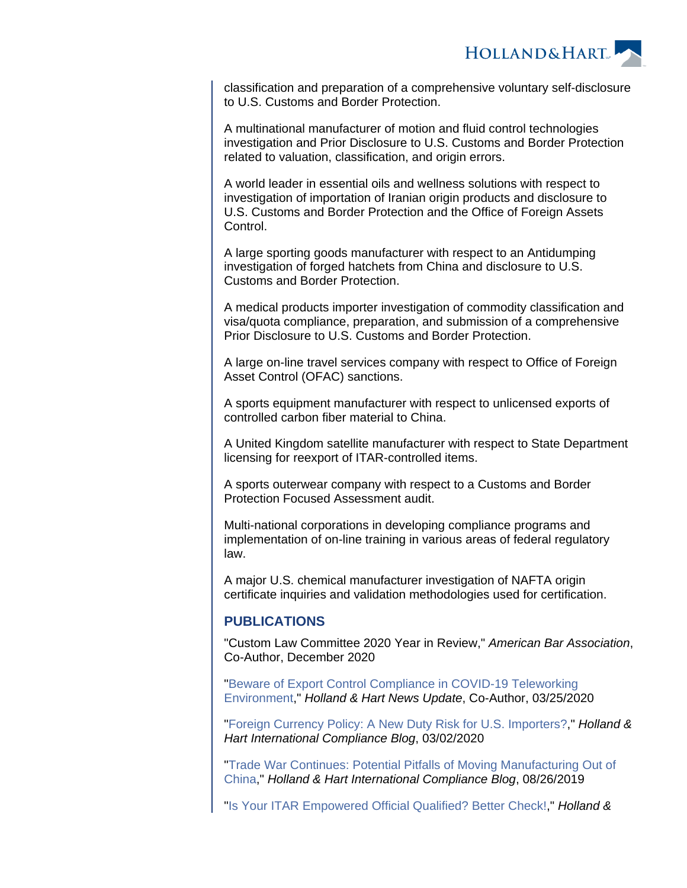classification and preparation of a comprehensive voluntary self-disclosure to U.S. Customs and Border Protection.

A multinational manufacturer of motion and fluid control technologies investigation and Prior Disclosure to U.S. Customs and Border Protection related to valuation, classification, and origin errors.

A world leader in essential oils and wellness solutions with respect to investigation of importation of Iranian origin products and disclosure to U.S. Customs and Border Protection and the Office of Foreign Assets Control.

A large sporting goods manufacturer with respect to an Antidumping investigation of forged hatchets from China and disclosure to U.S. Customs and Border Protection.

A medical products importer investigation of commodity classification and visa/quota compliance, preparation, and submission of a comprehensive Prior Disclosure to U.S. Customs and Border Protection.

A large on-line travel services company with respect to Office of Foreign Asset Control (OFAC) sanctions.

A sports equipment manufacturer with respect to unlicensed exports of controlled carbon fiber material to China.

A United Kingdom satellite manufacturer with respect to State Department licensing for reexport of ITAR-controlled items.

A sports outerwear company with respect to a Customs and Border Protection Focused Assessment audit.

Multi-national corporations in developing compliance programs and implementation of on-line training in various areas of federal regulatory law.

A major U.S. chemical manufacturer investigation of NAFTA origin certificate inquiries and validation methodologies used for certification.

## PUBLICATIONS

"Custom Law Committee 2020 Year in Review," *American Bar Association*, Co-Author, December 2020

"Beware of Export Control Compliance in COVID-19 Teleworking Environment," *Holland & Hart News Update*, Co-Author, 03/25/2020

"Foreign Currency Policy: A New Duty Risk for U.S. Importers?," *Holland & Hart International Compliance Blog*, 03/02/2020

"Trade War Continues: Potential Pitfalls of Moving Manufacturing Out of China," *Holland & Hart International Compliance Blog*, 08/26/2019

"Is Your ITAR Empowered Official Qualified? Better Check!," *Holland &*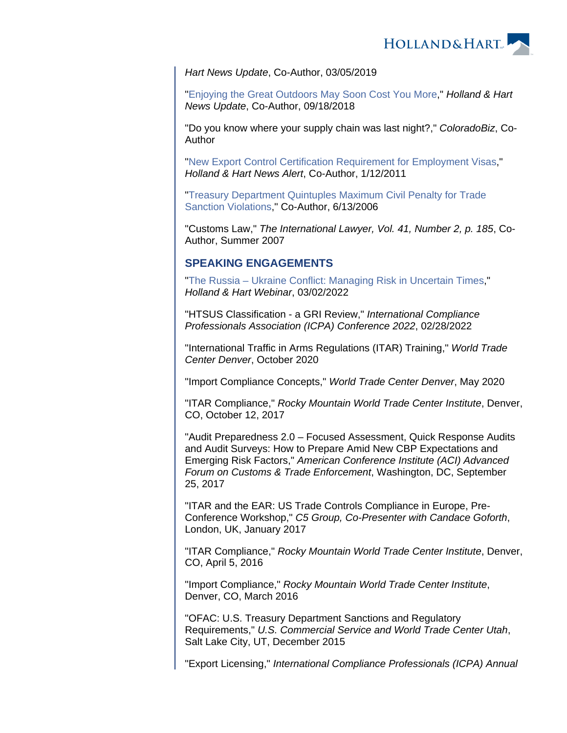*Hart News Update*, Co-Author, 03/05/2019

"Enjoying the Great Outdoors May Soon Cost You More," *Holland & Hart News Update*, Co-Author, 09/18/2018

"Do you know where your supply chain was last night?," *ColoradoBiz*, Co-Author

"New Export Control Certification Requirement for Employment Visas," *Holland & Hart News Alert*, Co-Author, 1/12/2011

"Treasury Department Quintuples Maximum Civil Penalty for Trade Sanction Violations," Co-Author, 6/13/2006

"Customs Law," *The International Lawyer, Vol. 41, Number 2, p. 185*, Co-Author, Summer 2007

## SPEAKING ENGAGEMENTS

"The Russia – Ukraine Conflict: Managing Risk in Uncertain Times," *Holland & Hart Webinar*, 03/02/2022

"HTSUS Classification - a GRI Review," *International Compliance Professionals Association (ICPA) Conference 2022*, 02/28/2022

"International Traffic in Arms Regulations (ITAR) Training," *World Trade Center Denver*, October 2020

"Import Compliance Concepts," *World Trade Center Denver*, May 2020

"ITAR Compliance," *Rocky Mountain World Trade Center Institute*, Denver, CO, October 12, 2017

"Audit Preparedness 2.0 – Focused Assessment, Quick Response Audits and Audit Surveys: How to Prepare Amid New CBP Expectations and Emerging Risk Factors," *American Conference Institute (ACI) Advanced Forum on Customs & Trade Enforcement*, Washington, DC, September 25, 2017

"ITAR and the EAR: US Trade Controls Compliance in Europe, Pre-Conference Workshop," *C5 Group, Co-Presenter with Candace Goforth*, London, UK, January 2017

"ITAR Compliance," *Rocky Mountain World Trade Center Institute*, Denver, CO, April 5, 2016

"Import Compliance," *Rocky Mountain World Trade Center Institute*, Denver, CO, March 2016

"OFAC: U.S. Treasury Department Sanctions and Regulatory Requirements," *U.S. Commercial Service and World Trade Center Utah*, Salt Lake City, UT, December 2015

"Export Licensing," *International Compliance Professionals (ICPA) Annual*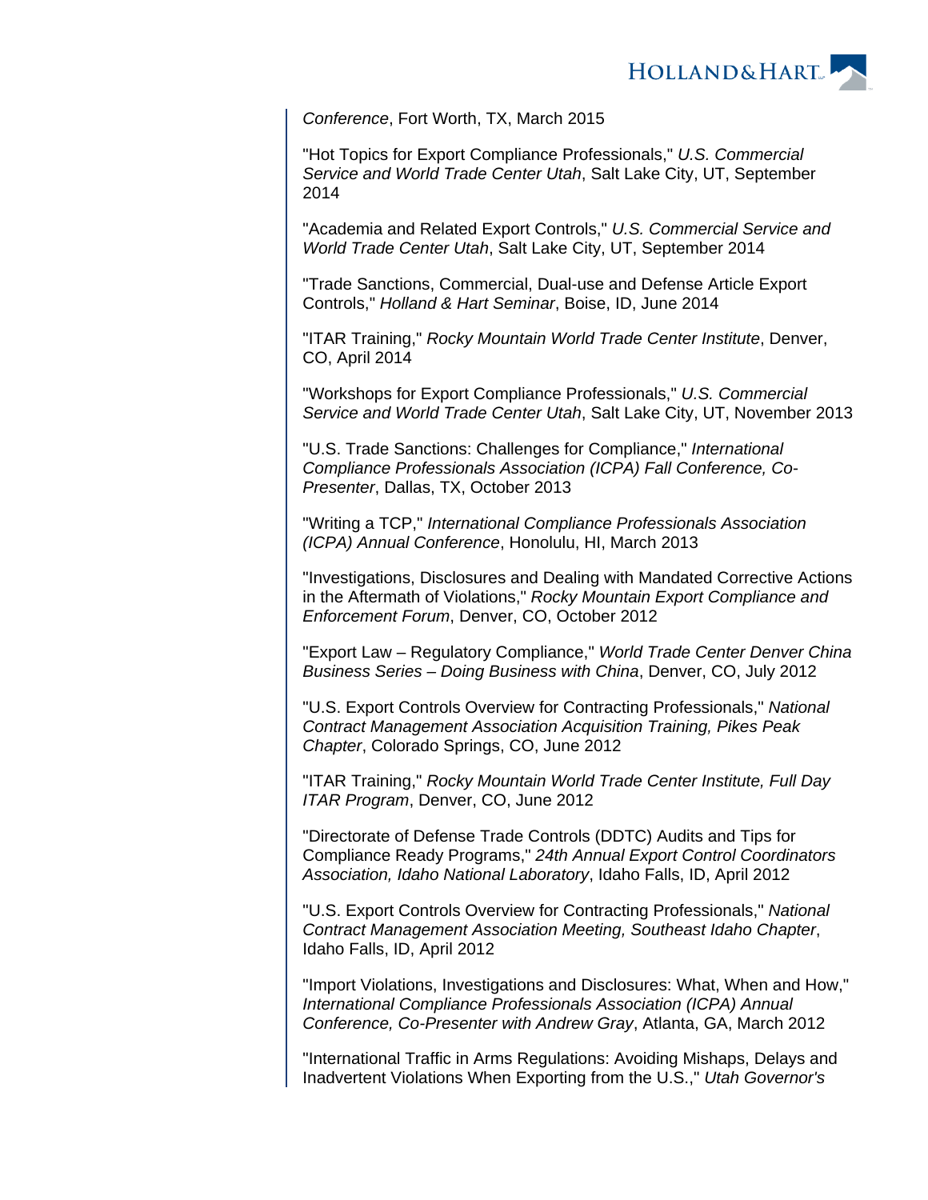*Conference*, Fort Worth, TX, March 2015

"Hot Topics for Export Compliance Professionals," *U.S. Commercial Service and World Trade Center Utah*, Salt Lake City, UT, September 2014

"Academia and Related Export Controls," *U.S. Commercial Service and World Trade Center Utah*, Salt Lake City, UT, September 2014

"Trade Sanctions, Commercial, Dual-use and Defense Article Export Controls," *Holland & Hart Seminar*, Boise, ID, June 2014

"ITAR Training," *Rocky Mountain World Trade Center Institute*, Denver, CO, April 2014

"Workshops for Export Compliance Professionals," *U.S. Commercial Service and World Trade Center Utah*, Salt Lake City, UT, November 2013

"U.S. Trade Sanctions: Challenges for Compliance," *International Compliance Professionals Association (ICPA) Fall Conference, Co-Presenter*, Dallas, TX, October 2013

"Writing a TCP," *International Compliance Professionals Association (ICPA) Annual Conference*, Honolulu, HI, March 2013

"Investigations, Disclosures and Dealing with Mandated Corrective Actions in the Aftermath of Violations," *Rocky Mountain Export Compliance and Enforcement Forum*, Denver, CO, October 2012

"Export Law – Regulatory Compliance," *World Trade Center Denver China Business Series – Doing Business with China*, Denver, CO, July 2012

"U.S. Export Controls Overview for Contracting Professionals," *National Contract Management Association Acquisition Training, Pikes Peak Chapter*, Colorado Springs, CO, June 2012

"ITAR Training," *Rocky Mountain World Trade Center Institute, Full Day ITAR Program*, Denver, CO, June 2012

"Directorate of Defense Trade Controls (DDTC) Audits and Tips for Compliance Ready Programs," *24th Annual Export Control Coordinators Association, Idaho National Laboratory*, Idaho Falls, ID, April 2012

"U.S. Export Controls Overview for Contracting Professionals," *National Contract Management Association Meeting, Southeast Idaho Chapter*, Idaho Falls, ID, April 2012

"Import Violations, Investigations and Disclosures: What, When and How," *International Compliance Professionals Association (ICPA) Annual Conference, Co-Presenter with Andrew Gray*, Atlanta, GA, March 2012

"International Traffic in Arms Regulations: Avoiding Mishaps, Delays and Inadvertent Violations When Exporting from the U.S.," *Utah Governor's*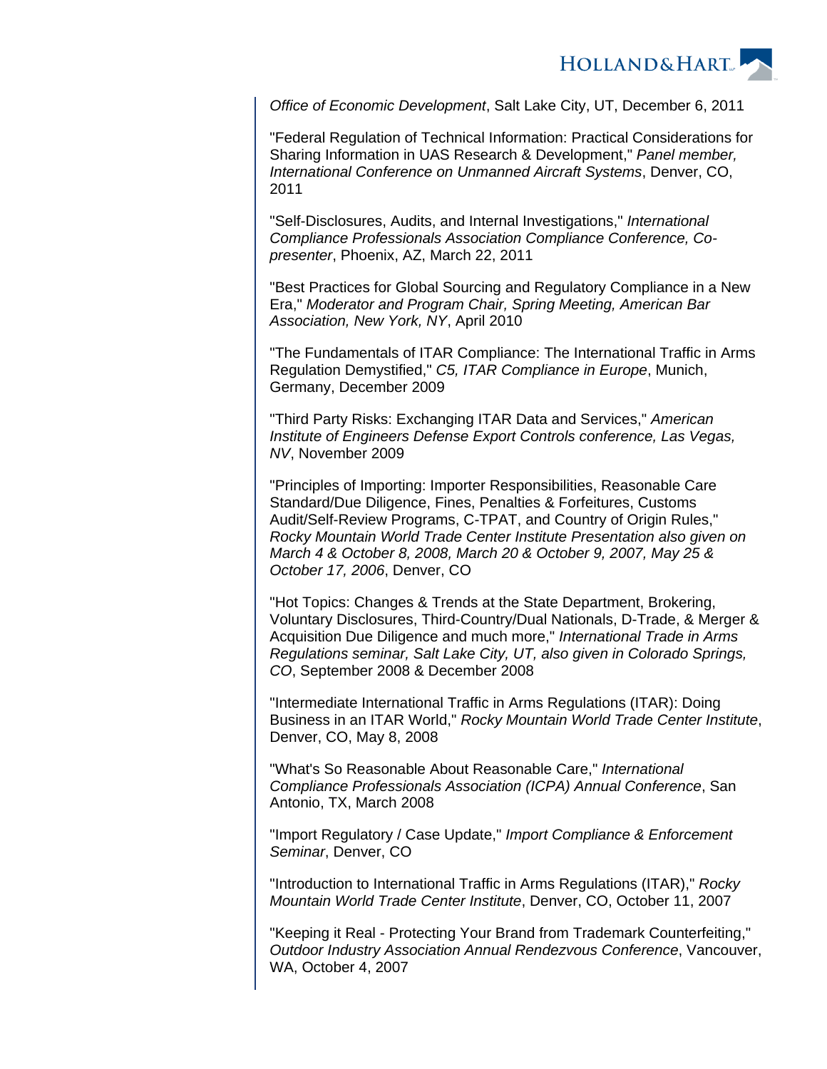*Office of Economic Development*, Salt Lake City, UT, December 6, 2011

"Federal Regulation of Technical Information: Practical Considerations for Sharing Information in UAS Research & Development," *Panel member, International Conference on Unmanned Aircraft Systems*, Denver, CO, 2011

"Self-Disclosures, Audits, and Internal Investigations," *International Compliance Professionals Association Compliance Conference, Co-presenter*, Phoenix, AZ, March 22, 2011

"Best Practices for Global Sourcing and Regulatory Compliance in a New Era," *Moderator and Program Chair, Spring Meeting, American Bar Association, New York, NY*, April 2010

"The Fundamentals of ITAR Compliance: The International Traffic in Arms Regulation Demystified," *C5, ITAR Compliance in Europe*, Munich, Germany, December 2009

"Third Party Risks: Exchanging ITAR Data and Services," *American Institute of Engineers Defense Export Controls conference, Las Vegas, NV*, November 2009

"Principles of Importing: Importer Responsibilities, Reasonable Care Standard/Due Diligence, Fines, Penalties & Forfeitures, Customs Audit/Self-Review Programs, C-TPAT, and Country of Origin Rules," *Rocky Mountain World Trade Center Institute Presentation also given on March 4 & October 8, 2008, March 20 & October 9, 2007, May 25 & October 17, 2006*, Denver, CO

"Hot Topics: Changes & Trends at the State Department, Brokering, Voluntary Disclosures, Third-Country/Dual Nationals, D-Trade, & Merger & Acquisition Due Diligence and much more," *International Trade in Arms Regulations seminar, Salt Lake City, UT, also given in Colorado Springs, CO*, September 2008 & December 2008

"Intermediate International Traffic in Arms Regulations (ITAR): Doing Business in an ITAR World," *Rocky Mountain World Trade Center Institute*, Denver, CO, May 8, 2008

"What's So Reasonable About Reasonable Care," *International Compliance Professionals Association (ICPA) Annual Conference*, San Antonio, TX, March 2008

"Import Regulatory / Case Update," *Import Compliance & Enforcement Seminar*, Denver, CO

"Introduction to International Traffic in Arms Regulations (ITAR)," *Rocky Mountain World Trade Center Institute*, Denver, CO, October 11, 2007

"Keeping it Real - Protecting Your Brand from Trademark Counterfeiting," *Outdoor Industry Association Annual Rendezvous Conference*, Vancouver, WA, October 4, 2007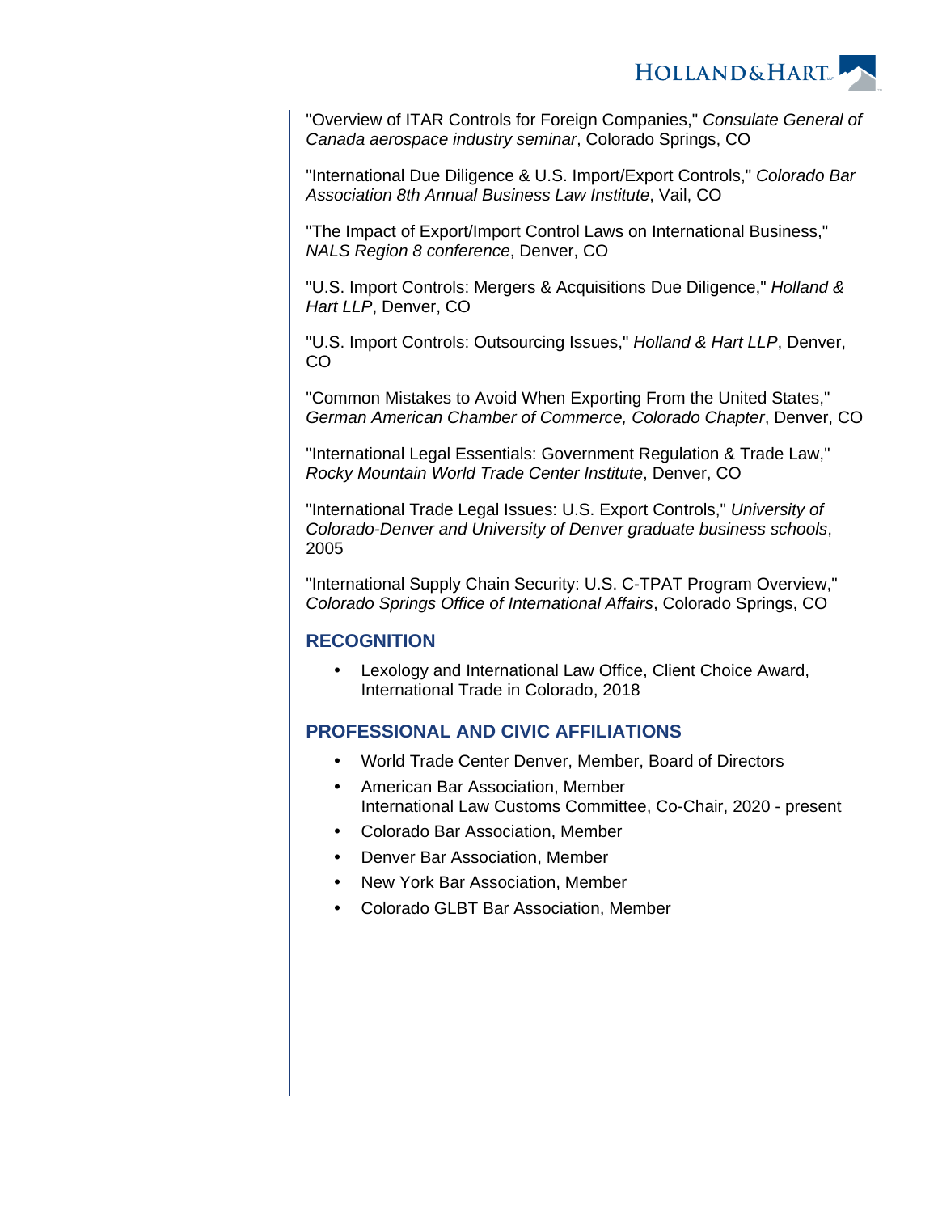"Overview of ITAR Controls for Foreign Companies," *Consulate General of Canada aerospace industry seminar*, Colorado Springs, CO

"International Due Diligence & U.S. Import/Export Controls," *Colorado Bar Association 8th Annual Business Law Institute*, Vail, CO

"The Impact of Export/Import Control Laws on International Business," *NALS Region 8 conference*, Denver, CO

"U.S. Import Controls: Mergers & Acquisitions Due Diligence," *Holland & Hart LLP*, Denver, CO

"U.S. Import Controls: Outsourcing Issues," *Holland & Hart LLP*, Denver, CO

"Common Mistakes to Avoid When Exporting From the United States," *German American Chamber of Commerce, Colorado Chapter*, Denver, CO

"International Legal Essentials: Government Regulation & Trade Law," *Rocky Mountain World Trade Center Institute*, Denver, CO

"International Trade Legal Issues: U.S. Export Controls," *University of Colorado-Denver and University of Denver graduate business schools*, 2005

"International Supply Chain Security: U.S. C-TPAT Program Overview," *Colorado Springs Office of International Affairs*, Colorado Springs, CO

## RECOGNITION

- Lexology and International Law Office, Client Choice Award, International Trade in Colorado, 2018

## PROFESSIONAL AND CIVIC AFFILIATIONS

- World Trade Center Denver, Member, Board of Directors
- American Bar Association, Member
  International Law Customs Committee, Co-Chair, 2020 - present
- Colorado Bar Association, Member
- Denver Bar Association, Member
- New York Bar Association, Member
- Colorado GLBT Bar Association, Member